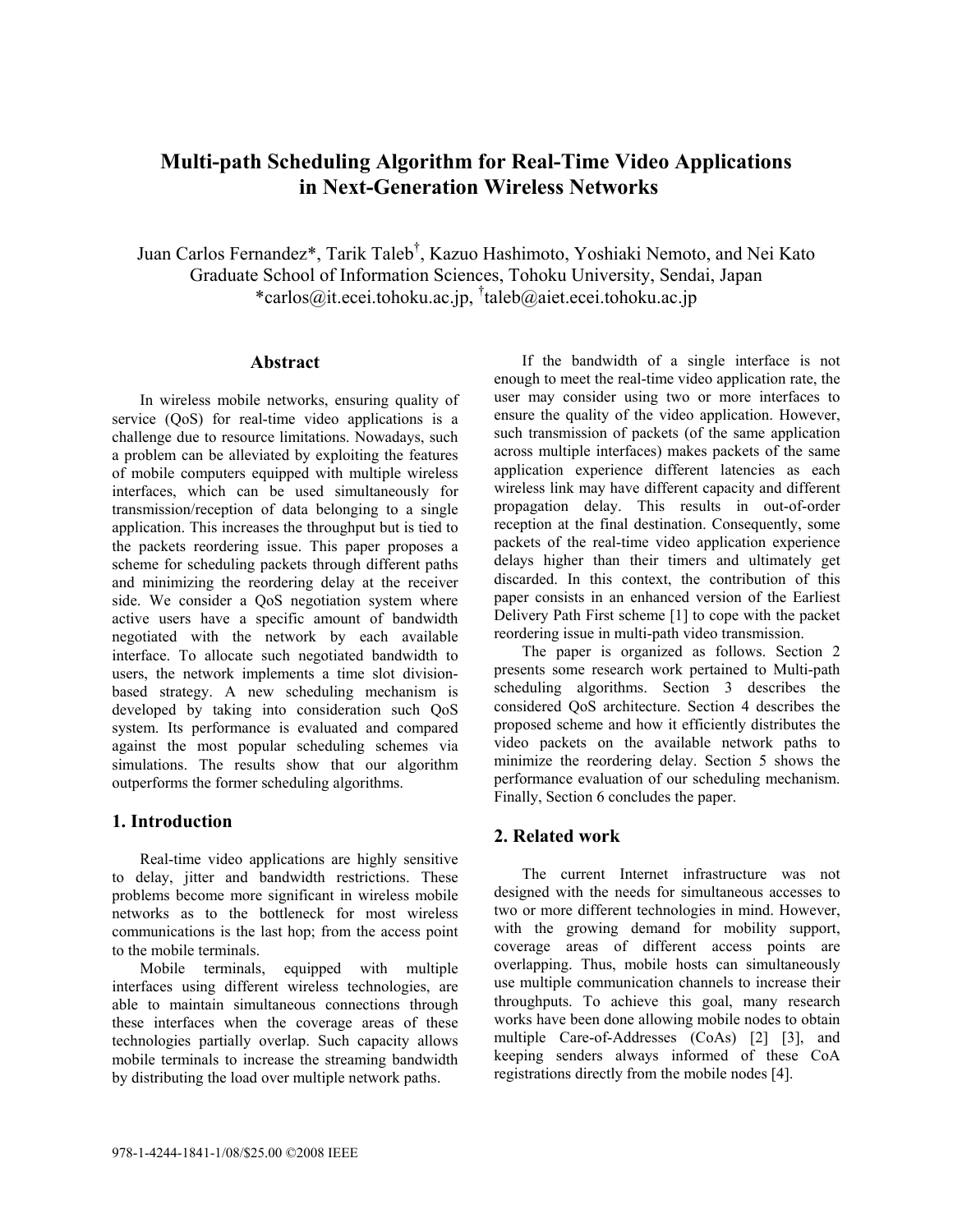# Multi-path Scheduling Algorithm for Real-Time Video Applications in Next-Generation Wireless Networks

Juan Carlos Fernandez*, Tarik Taleb†, Kazuo Hashimoto, Yoshiaki Nemoto, and Nei Kato
Graduate School of Information Sciences, Tohoku University, Sendai, Japan
*carlos@it.ecei.tohoku.ac.jp, †taleb@aiet.ecei.tohoku.ac.jp

## Abstract

In wireless mobile networks, ensuring quality of service (QoS) for real-time video applications is a challenge due to resource limitations. Nowadays, such a problem can be alleviated by exploiting the features of mobile computers equipped with multiple wireless interfaces, which can be used simultaneously for transmission/reception of data belonging to a single application. This increases the throughput but is tied to the packets reordering issue. This paper proposes a scheme for scheduling packets through different paths and minimizing the reordering delay at the receiver side. We consider a QoS negotiation system where active users have a specific amount of bandwidth negotiated with the network by each available interface. To allocate such negotiated bandwidth to users, the network implements a time slot division-based strategy. A new scheduling mechanism is developed by taking into consideration such QoS system. Its performance is evaluated and compared against the most popular scheduling schemes via simulations. The results show that our algorithm outperforms the former scheduling algorithms.

## 1. Introduction

Real-time video applications are highly sensitive to delay, jitter and bandwidth restrictions. These problems become more significant in wireless mobile networks as to the bottleneck for most wireless communications is the last hop; from the access point to the mobile terminals.

Mobile terminals, equipped with multiple interfaces using different wireless technologies, are able to maintain simultaneous connections through these interfaces when the coverage areas of these technologies partially overlap. Such capacity allows mobile terminals to increase the streaming bandwidth by distributing the load over multiple network paths.

If the bandwidth of a single interface is not enough to meet the real-time video application rate, the user may consider using two or more interfaces to ensure the quality of the video application. However, such transmission of packets (of the same application across multiple interfaces) makes packets of the same application experience different latencies as each wireless link may have different capacity and different propagation delay. This results in out-of-order reception at the final destination. Consequently, some packets of the real-time video application experience delays higher than their timers and ultimately get discarded. In this context, the contribution of this paper consists in an enhanced version of the Earliest Delivery Path First scheme [1] to cope with the packet reordering issue in multi-path video transmission.

The paper is organized as follows. Section 2 presents some research work pertained to Multi-path scheduling algorithms. Section 3 describes the considered QoS architecture. Section 4 describes the proposed scheme and how it efficiently distributes the video packets on the available network paths to minimize the reordering delay. Section 5 shows the performance evaluation of our scheduling mechanism. Finally, Section 6 concludes the paper.

## 2. Related work

The current Internet infrastructure was not designed with the needs for simultaneous accesses to two or more different technologies in mind. However, with the growing demand for mobility support, coverage areas of different access points are overlapping. Thus, mobile hosts can simultaneously use multiple communication channels to increase their throughputs. To achieve this goal, many research works have been done allowing mobile nodes to obtain multiple Care-of-Addresses (CoAs) [2] [3], and keeping senders always informed of these CoA registrations directly from the mobile nodes [4].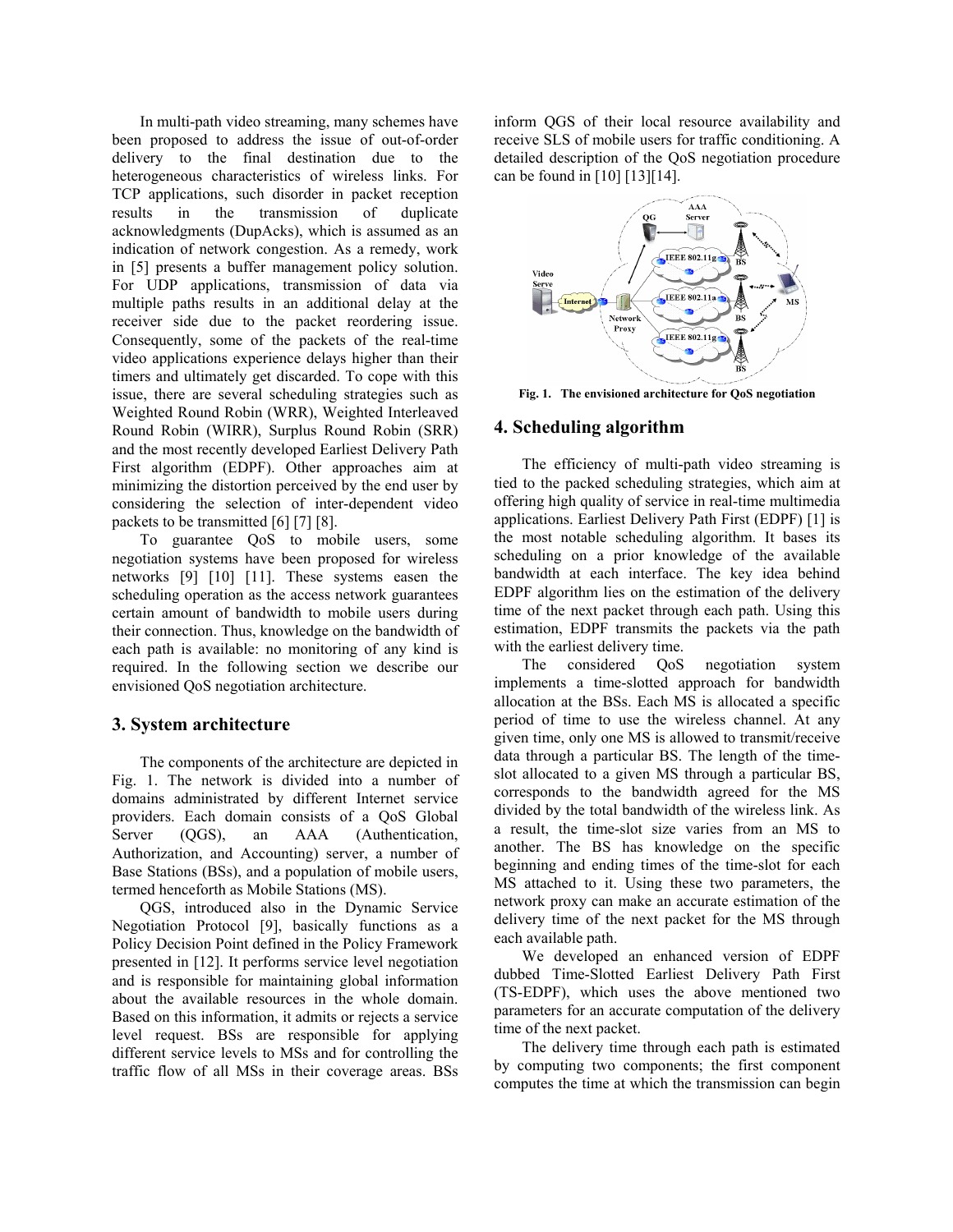In multi-path video streaming, many schemes have been proposed to address the issue of out-of-order delivery to the final destination due to the heterogeneous characteristics of wireless links. For TCP applications, such disorder in packet reception results in the transmission of duplicate acknowledgments (DupAcks), which is assumed as an indication of network congestion. As a remedy, work in [5] presents a buffer management policy solution. For UDP applications, transmission of data via multiple paths results in an additional delay at the receiver side due to the packet reordering issue. Consequently, some of the packets of the real-time video applications experience delays higher than their timers and ultimately get discarded. To cope with this issue, there are several scheduling strategies such as Weighted Round Robin (WRR), Weighted Interleaved Round Robin (WIRR), Surplus Round Robin (SRR) and the most recently developed Earliest Delivery Path First algorithm (EDPF). Other approaches aim at minimizing the distortion perceived by the end user by considering the selection of inter-dependent video packets to be transmitted [6] [7] [8].

To guarantee QoS to mobile users, some negotiation systems have been proposed for wireless networks [9] [10] [11]. These systems easen the scheduling operation as the access network guarantees certain amount of bandwidth to mobile users during their connection. Thus, knowledge on the bandwidth of each path is available: no monitoring of any kind is required. In the following section we describe our envisioned QoS negotiation architecture.

## 3. System architecture

The components of the architecture are depicted in Fig. 1. The network is divided into a number of domains administrated by different Internet service providers. Each domain consists of a QoS Global Server (QGS), an AAA (Authentication, Authorization, and Accounting) server, a number of Base Stations (BSs), and a population of mobile users, termed henceforth as Mobile Stations (MS).

QGS, introduced also in the Dynamic Service Negotiation Protocol [9], basically functions as a Policy Decision Point defined in the Policy Framework presented in [12]. It performs service level negotiation and is responsible for maintaining global information about the available resources in the whole domain. Based on this information, it admits or rejects a service level request. BSs are responsible for applying different service levels to MSs and for controlling the traffic flow of all MSs in their coverage areas. BSs inform QGS of their local resource availability and receive SLS of mobile users for traffic conditioning. A detailed description of the QoS negotiation procedure can be found in [10] [13][14].

**Fig. 1. The envisioned architecture for QoS negotiation**

## 4. Scheduling algorithm

The efficiency of multi-path video streaming is tied to the packed scheduling strategies, which aim at offering high quality of service in real-time multimedia applications. Earliest Delivery Path First (EDPF) [1] is the most notable scheduling algorithm. It bases its scheduling on a prior knowledge of the available bandwidth at each interface. The key idea behind EDPF algorithm lies on the estimation of the delivery time of the next packet through each path. Using this estimation, EDPF transmits the packets via the path with the earliest delivery time.

The considered QoS negotiation system implements a time-slotted approach for bandwidth allocation at the BSs. Each MS is allocated a specific period of time to use the wireless channel. At any given time, only one MS is allowed to transmit/receive data through a particular BS. The length of the time-slot allocated to a given MS through a particular BS, corresponds to the bandwidth agreed for the MS divided by the total bandwidth of the wireless link. As a result, the time-slot size varies from an MS to another. The BS has knowledge on the specific beginning and ending times of the time-slot for each MS attached to it. Using these two parameters, the network proxy can make an accurate estimation of the delivery time of the next packet for the MS through each available path.

We developed an enhanced version of EDPF dubbed Time-Slotted Earliest Delivery Path First (TS-EDPF), which uses the above mentioned two parameters for an accurate computation of the delivery time of the next packet.

The delivery time through each path is estimated by computing two components; the first component computes the time at which the transmission can begin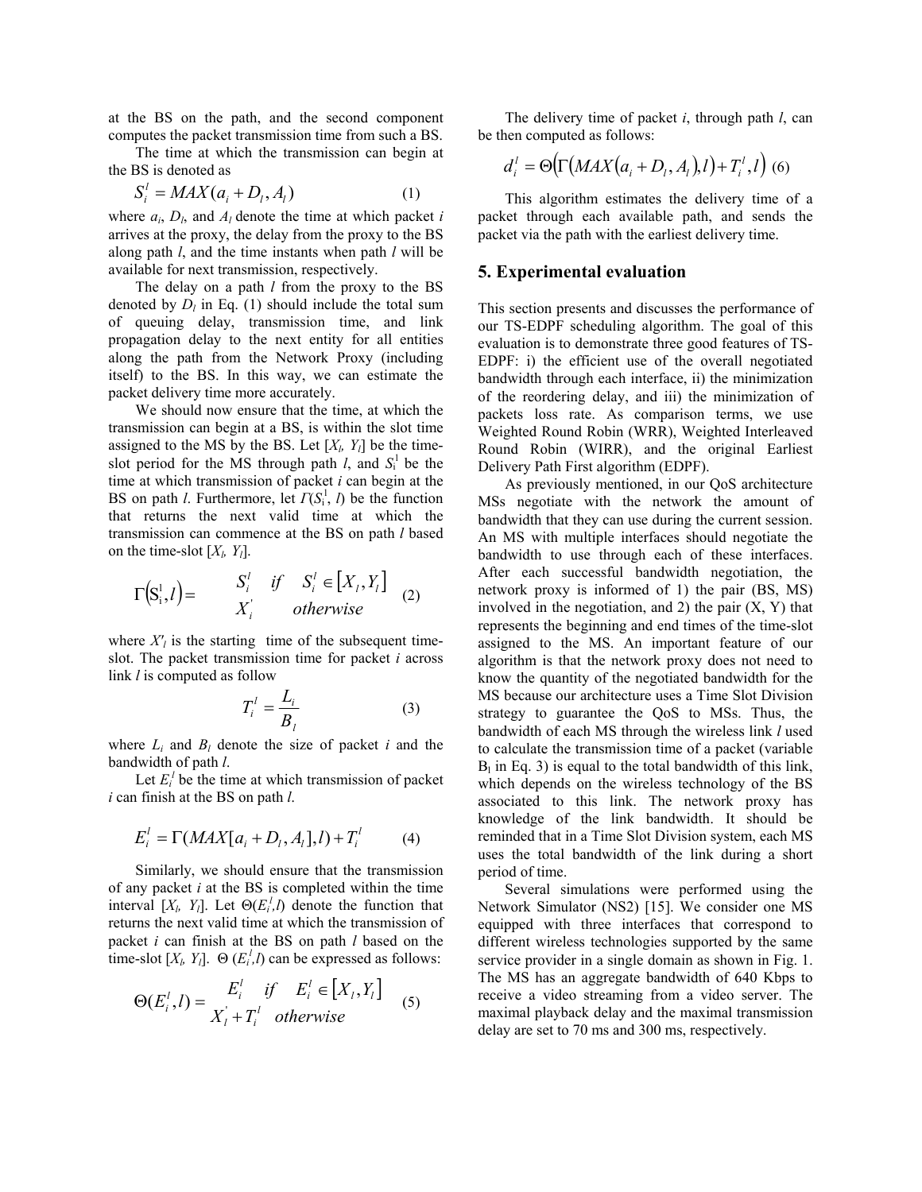at the BS on the path, and the second component computes the packet transmission time from such a BS.

The time at which the transmission can begin at the BS is denoted as

$$S_i^l = MAX(a_i + D_l, A_l) \quad (1)$$

where $a_i$, $D_l$, and $A_l$ denote the time at which packet $i$ arrives at the proxy, the delay from the proxy to the BS along path $l$, and the time instants when path $l$ will be available for next transmission, respectively.

The delay on a path $l$ from the proxy to the BS denoted by $D_l$ in Eq. (1) should include the total sum of queuing delay, transmission time, and link propagation delay to the next entity for all entities along the path from the Network Proxy (including itself) to the BS. In this way, we can estimate the packet delivery time more accurately.

We should now ensure that the time, at which the transmission can begin at a BS, is within the slot time assigned to the MS by the BS. Let $[X_l, Y_l]$ be the time-slot period for the MS through path $l$, and $S_i^l$ be the time at which transmission of packet $i$ can begin at the BS on path $l$. Furthermore, let $\Gamma(S_i^l, l)$ be the function that returns the next valid time at which the transmission can commence at the BS on path $l$ based on the time-slot $[X_l, Y_l]$.

$$\Gamma(S_i^l, l) = \begin{cases} S_i^l & if \quad S_i^l \in [X_l, Y_l] \\ X_i^{'} & otherwise \end{cases} \quad (2)$$

where $X'_l$ is the starting time of the subsequent time-slot. The packet transmission time for packet $i$ across link $l$ is computed as follow

$$T_i^l = \frac{L_i}{B_l} \quad (3)$$

where $L_i$ and $B_l$ denote the size of packet $i$ and the bandwidth of path $l$.

Let $E_i^l$ be the time at which transmission of packet $i$ can finish at the BS on path $l$.

$$E_i^l = \Gamma(MAX[a_i + D_l, A_l], l) + T_i^l \quad (4)$$

Similarly, we should ensure that the transmission of any packet $i$ at the BS is completed within the time interval $[X_l, Y_l]$. Let $\Theta(E_i^l, l)$ denote the function that returns the next valid time at which the transmission of packet $i$ can finish at the BS on path $l$ based on the time-slot $[X_l, Y_l]$. $\Theta(E_i^l, l)$ can be expressed as follows:

$$\Theta(E_i^l, l) = \begin{cases} E_i^l & if \quad E_i^l \in [X_l, Y_l] \\ X_l^{'} + T_i^l & otherwise \end{cases} \quad (5)$$

The delivery time of packet $i$, through path $l$, can be then computed as follows:

$$d_i^l = \Theta\left(\Gamma\left(MAX\left(a_i + D_l, A_l\right), l\right) + T_i^l, l\right) \quad (6)$$

This algorithm estimates the delivery time of a packet through each available path, and sends the packet via the path with the earliest delivery time.

## 5. Experimental evaluation

This section presents and discusses the performance of our TS-EDPF scheduling algorithm. The goal of this evaluation is to demonstrate three good features of TS-EDPF: i) the efficient use of the overall negotiated bandwidth through each interface, ii) the minimization of the reordering delay, and iii) the minimization of packets loss rate. As comparison terms, we use Weighted Round Robin (WRR), Weighted Interleaved Round Robin (WIRR), and the original Earliest Delivery Path First algorithm (EDPF).

As previously mentioned, in our QoS architecture MSs negotiate with the network the amount of bandwidth that they can use during the current session. An MS with multiple interfaces should negotiate the bandwidth to use through each of these interfaces. After each successful bandwidth negotiation, the network proxy is informed of 1) the pair (BS, MS) involved in the negotiation, and 2) the pair (X, Y) that represents the beginning and end times of the time-slot assigned to the MS. An important feature of our algorithm is that the network proxy does not need to know the quantity of the negotiated bandwidth for the MS because our architecture uses a Time Slot Division strategy to guarantee the QoS to MSs. Thus, the bandwidth of each MS through the wireless link $l$ used to calculate the transmission time of a packet (variable $B_l$ in Eq. 3) is equal to the total bandwidth of this link, which depends on the wireless technology of the BS associated to this link. The network proxy has knowledge of the link bandwidth. It should be reminded that in a Time Slot Division system, each MS uses the total bandwidth of the link during a short period of time.

Several simulations were performed using the Network Simulator (NS2) [15]. We consider one MS equipped with three interfaces that correspond to different wireless technologies supported by the same service provider in a single domain as shown in Fig. 1. The MS has an aggregate bandwidth of 640 Kbps to receive a video streaming from a video server. The maximal playback delay and the maximal transmission delay are set to 70 ms and 300 ms, respectively.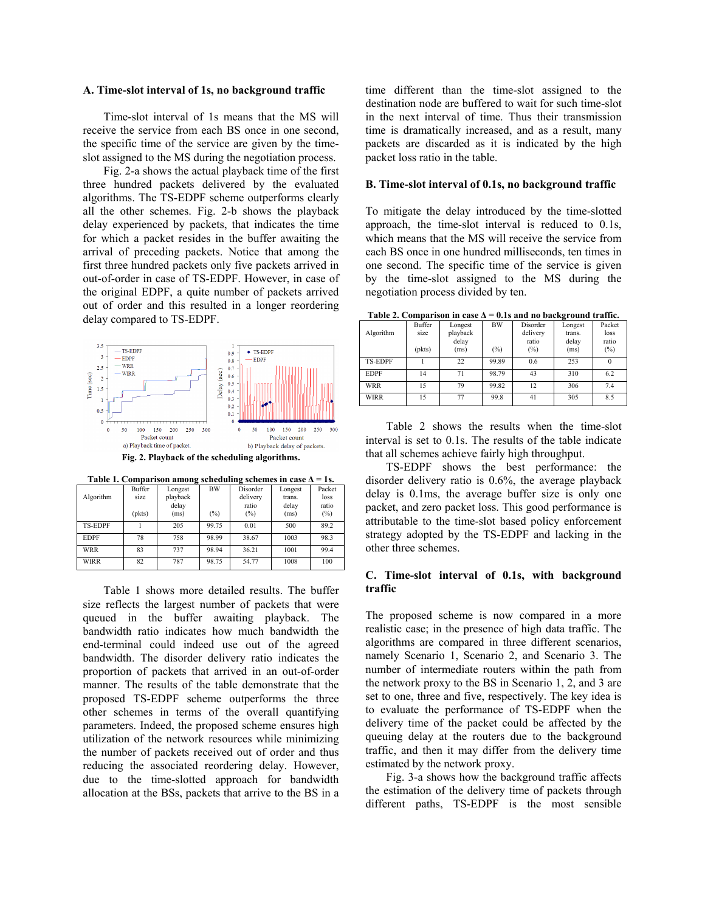### A. Time-slot interval of 1s, no background traffic

Time-slot interval of 1s means that the MS will receive the service from each BS once in one second, the specific time of the service are given by the time-slot assigned to the MS during the negotiation process.

Fig. 2-a shows the actual playback time of the first three hundred packets delivered by the evaluated algorithms. The TS-EDPF scheme outperforms clearly all the other schemes. Fig. 2-b shows the playback delay experienced by packets, that indicates the time for which a packet resides in the buffer awaiting the arrival of preceding packets. Notice that among the first three hundred packets only five packets arrived in out-of-order in case of TS-EDPF. However, in case of the original EDPF, a quite number of packets arrived out of order and this resulted in a longer reordering delay compared to TS-EDPF.

**Fig. 2. Playback of the scheduling algorithms.**

a) Playback time of packet. b) Playback delay of packets.

**Table 1. Comparison among scheduling schemes in case Δ = 1s.**

| Algorithm | Buffer size (pkts) | Longest playback delay (ms) | BW (%) | Disorder delivery ratio (%) | Longest trans. delay (ms) | Packet loss ratio (%) |
|---|---|---|---|---|---|---|
| TS-EDPF | 1 | 205 | 99.75 | 0.01 | 500 | 89.2 |
| EDPF | 78 | 758 | 98.99 | 38.67 | 1003 | 98.3 |
| WRR | 83 | 737 | 98.94 | 36.21 | 1001 | 99.4 |
| WIRR | 82 | 787 | 98.75 | 54.77 | 1008 | 100 |

Table 1 shows more detailed results. The buffer size reflects the largest number of packets that were queued in the buffer awaiting playback. The bandwidth ratio indicates how much bandwidth the end-terminal could indeed use out of the agreed bandwidth. The disorder delivery ratio indicates the proportion of packets that arrived in an out-of-order manner. The results of the table demonstrate that the proposed TS-EDPF scheme outperforms the three other schemes in terms of the overall quantifying parameters. Indeed, the proposed scheme ensures high utilization of the network resources while minimizing the number of packets received out of order and thus reducing the associated reordering delay. However, due to the time-slotted approach for bandwidth allocation at the BSs, packets that arrive to the BS in a time different than the time-slot assigned to the destination node are buffered to wait for such time-slot in the next interval of time. Thus their transmission time is dramatically increased, and as a result, many packets are discarded as it is indicated by the high packet loss ratio in the table.

### B. Time-slot interval of 0.1s, no background traffic

To mitigate the delay introduced by the time-slotted approach, the time-slot interval is reduced to 0.1s, which means that the MS will receive the service from each BS once in one hundred milliseconds, ten times in one second. The specific time of the service is given by the time-slot assigned to the MS during the negotiation process divided by ten.

**Table 2. Comparison in case Δ = 0.1s and no background traffic.**

| Algorithm | Buffer size (pkts) | Longest playback delay (ms) | BW (%) | Disorder delivery ratio (%) | Longest trans. delay (ms) | Packet loss ratio (%) |
|---|---|---|---|---|---|---|
| TS-EDPF | 1 | 22 | 99.89 | 0.6 | 253 | 0 |
| EDPF | 14 | 71 | 98.79 | 43 | 310 | 6.2 |
| WRR | 15 | 79 | 99.82 | 12 | 306 | 7.4 |
| WIRR | 15 | 77 | 99.8 | 41 | 305 | 8.5 |

Table 2 shows the results when the time-slot interval is set to 0.1s. The results of the table indicate that all schemes achieve fairly high throughput.

TS-EDPF shows the best performance: the disorder delivery ratio is 0.6%, the average playback delay is 0.1ms, the average buffer size is only one packet, and zero packet loss. This good performance is attributable to the time-slot based policy enforcement strategy adopted by the TS-EDPF and lacking in the other three schemes.

### C. Time-slot interval of 0.1s, with background traffic

The proposed scheme is now compared in a more realistic case; in the presence of high data traffic. The algorithms are compared in three different scenarios, namely Scenario 1, Scenario 2, and Scenario 3. The number of intermediate routers within the path from the network proxy to the BS in Scenario 1, 2, and 3 are set to one, three and five, respectively. The key idea is to evaluate the performance of TS-EDPF when the delivery time of the packet could be affected by the queuing delay at the routers due to the background traffic, and then it may differ from the delivery time estimated by the network proxy.

Fig. 3-a shows how the background traffic affects the estimation of the delivery time of packets through different paths, TS-EDPF is the most sensible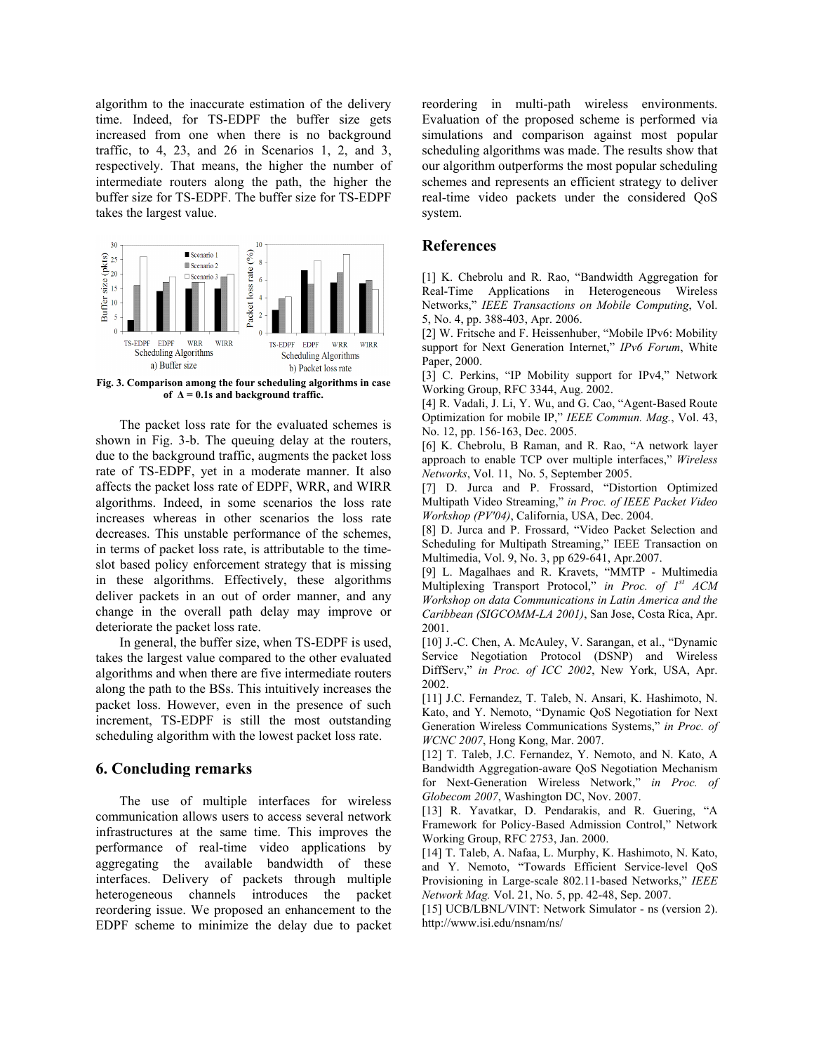algorithm to the inaccurate estimation of the delivery time. Indeed, for TS-EDPF the buffer size gets increased from one when there is no background traffic, to 4, 23, and 26 in Scenarios 1, 2, and 3, respectively. That means, the higher the number of intermediate routers along the path, the higher the buffer size for TS-EDPF. The buffer size for TS-EDPF takes the largest value.

Buffer size (pkts)
30
25
20
15
10
5
0
Scenario 1
Scenario 2
Scenario 3
TS-EDPF EDPF WRR WIRR
Scheduling Algorithms
a) Buffer size

Packet loss rate (%)
10
8
6
4
2
0
TS-EDPF EDPF WRR WIRR
Scheduling Algorithms
b) Packet loss rate

**Fig. 3. Comparison among the four scheduling algorithms in case of $\Delta$ = 0.1s and background traffic.**

The packet loss rate for the evaluated schemes is shown in Fig. 3-b. The queuing delay at the routers, due to the background traffic, augments the packet loss rate of TS-EDPF, yet in a moderate manner. It also affects the packet loss rate of EDPF, WRR, and WIRR algorithms. Indeed, in some scenarios the loss rate increases whereas in other scenarios the loss rate decreases. This unstable performance of the schemes, in terms of packet loss rate, is attributable to the time-slot based policy enforcement strategy that is missing in these algorithms. Effectively, these algorithms deliver packets in an out of order manner, and any change in the overall path delay may improve or deteriorate the packet loss rate.

In general, the buffer size, when TS-EDPF is used, takes the largest value compared to the other evaluated algorithms and when there are five intermediate routers along the path to the BSs. This intuitively increases the packet loss. However, even in the presence of such increment, TS-EDPF is still the most outstanding scheduling algorithm with the lowest packet loss rate.

## 6. Concluding remarks

The use of multiple interfaces for wireless communication allows users to access several network infrastructures at the same time. This improves the performance of real-time video applications by aggregating the available bandwidth of these interfaces. Delivery of packets through multiple heterogeneous channels introduces the packet reordering issue. We proposed an enhancement to the EDPF scheme to minimize the delay due to packet reordering in multi-path wireless environments. Evaluation of the proposed scheme is performed via simulations and comparison against most popular scheduling algorithms was made. The results show that our algorithm outperforms the most popular scheduling schemes and represents an efficient strategy to deliver real-time video packets under the considered QoS system.

## References

[1] K. Chebrolu and R. Rao, "Bandwidth Aggregation for Real-Time Applications in Heterogeneous Wireless Networks," *IEEE Transactions on Mobile Computing*, Vol. 5, No. 4, pp. 388-403, Apr. 2006.

[2] W. Fritsche and F. Heissenhuber, "Mobile IPv6: Mobility support for Next Generation Internet," *IPv6 Forum*, White Paper, 2000.

[3] C. Perkins, "IP Mobility support for IPv4," Network Working Group, RFC 3344, Aug. 2002.

[4] R. Vadali, J. Li, Y. Wu, and G. Cao, "Agent-Based Route Optimization for mobile IP," *IEEE Commun. Mag.*, Vol. 43, No. 12, pp. 156-163, Dec. 2005.

[6] K. Chebrolu, B Raman, and R. Rao, "A network layer approach to enable TCP over multiple interfaces," *Wireless Networks*, Vol. 11, No. 5, September 2005.

[7] D. Jurca and P. Frossard, "Distortion Optimized Multipath Video Streaming," *in Proc. of IEEE Packet Video Workshop (PV'04)*, California, USA, Dec. 2004.

[8] D. Jurca and P. Frossard, "Video Packet Selection and Scheduling for Multipath Streaming," IEEE Transaction on Multimedia, Vol. 9, No. 3, pp 629-641, Apr.2007.

[9] L. Magalhaes and R. Kravets, "MMTP - Multimedia Multiplexing Transport Protocol," *in Proc. of 1st ACM Workshop on data Communications in Latin America and the Caribbean (SIGCOMM-LA 2001)*, San Jose, Costa Rica, Apr. 2001.

[10] J.-C. Chen, A. McAuley, V. Sarangan, et al., "Dynamic Service Negotiation Protocol (DSNP) and Wireless DiffServ," *in Proc. of ICC 2002*, New York, USA, Apr. 2002.

[11] J.C. Fernandez, T. Taleb, N. Ansari, K. Hashimoto, N. Kato, and Y. Nemoto, "Dynamic QoS Negotiation for Next Generation Wireless Communications Systems," *in Proc. of WCNC 2007*, Hong Kong, Mar. 2007.

[12] T. Taleb, J.C. Fernandez, Y. Nemoto, and N. Kato, A Bandwidth Aggregation-aware QoS Negotiation Mechanism for Next-Generation Wireless Network," *in Proc. of Globecom 2007*, Washington DC, Nov. 2007.

[13] R. Yavatkar, D. Pendarakis, and R. Guering, "A Framework for Policy-Based Admission Control," Network Working Group, RFC 2753, Jan. 2000.

[14] T. Taleb, A. Nafaa, L. Murphy, K. Hashimoto, N. Kato, and Y. Nemoto, "Towards Efficient Service-level QoS Provisioning in Large-scale 802.11-based Networks," *IEEE Network Mag.* Vol. 21, No. 5, pp. 42-48, Sep. 2007.

[15] UCB/LBNL/VINT: Network Simulator - ns (version 2). http://www.isi.edu/nsnam/ns/